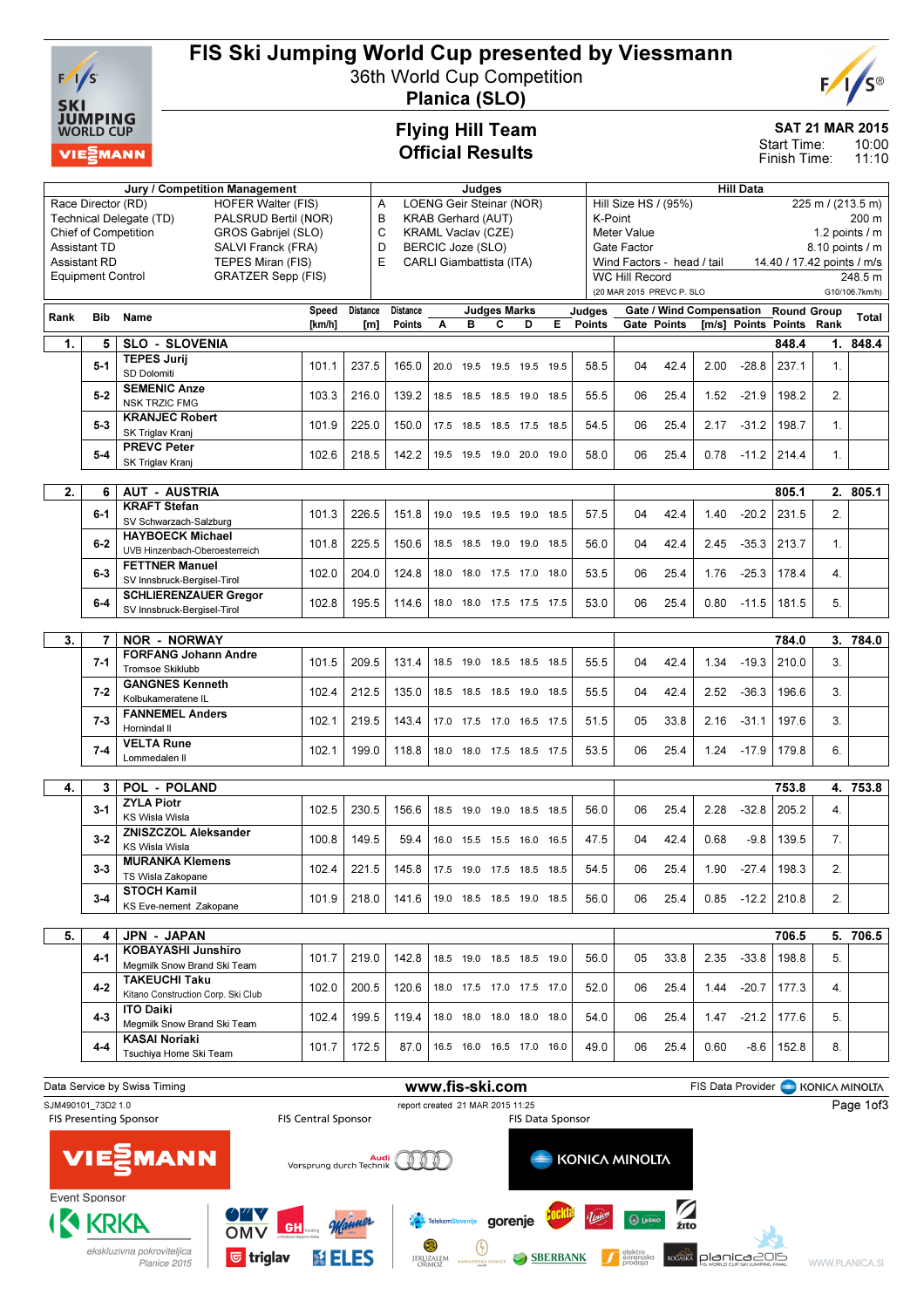# FIS Ski Jumping World Cup presented by Viessmann

36th World Cup Competition

**Planica (SLO)**

## Flying Hill Team
## Official Results

**SAT 21 MAR 2015**
Start Time: 10:00
Finish Time: 11:10

| Jury / Competition Management | | Judges | | Hill Data | |
|---|---|---|---|---|---|
| Race Director (RD) | HOFER Walter (FIS) | A | LOENG Geir Steinar (NOR) | Hill Size HS / (95%) | 225 m / (213.5 m) |
| Technical Delegate (TD) | PALSRUD Bertil (NOR) | B | KRAB Gerhard (AUT) | K-Point | 200 m |
| Chief of Competition | GROS Gabrijel (SLO) | C | KRAML Vaclav (CZE) | Meter Value | 1.2 points / m |
| Assistant TD | SALVI Franck (FRA) | D | BERCIC Joze (SLO) | Gate Factor | 8.10 points / m |
| Assistant RD | TEPES Miran (FIS) | E | CARLI Giambattista (ITA) | Wind Factors - head / tail | 14.40 / 17.42 points / m/s |
| Equipment Control | GRATZER Sepp (FIS) | | | WC Hill Record | 248.5 m |
| | | | | (20 MAR 2015 PREVC P. SLO | G10/106.7km/h) |

| Rank | Bib | Name | Speed [km/h] | Distance [m] | Distance Points | A | B | C | D | E | Judges Points | Gate | Gate Points | Wind [m/s] | Wind Points | Round Points | Group Rank | Total |
|---|---|---|---|---|---|---|---|---|---|---|---|---|---|---|---|---|---|---|
| 1. | 5 | SLO - SLOVENIA | | | | | | | | | | | | | | 848.4 | 1. | 848.4 |
| | 5-1 | TEPES Jurij<br>SD Dolomiti | 101.1 | 237.5 | 165.0 | 20.0 | 19.5 | 19.5 | 19.5 | 19.5 | 58.5 | 04 | 42.4 | 2.00 | -28.8 | 237.1 | 1. | |
| | 5-2 | SEMENIC Anze<br>NSK TRZIC FMG | 103.3 | 216.0 | 139.2 | 18.5 | 18.5 | 18.5 | 19.0 | 18.5 | 55.5 | 06 | 25.4 | 1.52 | -21.9 | 198.2 | 2. | |
| | 5-3 | KRANJEC Robert<br>SK Triglav Kranj | 101.9 | 225.0 | 150.0 | 17.5 | 18.5 | 18.5 | 17.5 | 18.5 | 54.5 | 06 | 25.4 | 2.17 | -31.2 | 198.7 | 1. | |
| | 5-4 | PREVC Peter<br>SK Triglav Kranj | 102.6 | 218.5 | 142.2 | 19.5 | 19.5 | 19.0 | 20.0 | 19.0 | 58.0 | 06 | 25.4 | 0.78 | -11.2 | 214.4 | 1. | |
| 2. | 6 | AUT - AUSTRIA | | | | | | | | | | | | | | 805.1 | 2. | 805.1 |
| | 6-1 | KRAFT Stefan<br>SV Schwarzach-Salzburg | 101.3 | 226.5 | 151.8 | 19.0 | 19.5 | 19.5 | 19.0 | 18.5 | 57.5 | 04 | 42.4 | 1.40 | -20.2 | 231.5 | 2. | |
| | 6-2 | HAYBOECK Michael<br>UVB Hinzenbach-Oberoesterreich | 101.8 | 225.5 | 150.6 | 18.5 | 18.5 | 19.0 | 19.0 | 18.5 | 56.0 | 04 | 42.4 | 2.45 | -35.3 | 213.7 | 1. | |
| | 6-3 | FETTNER Manuel<br>SV Innsbruck-Bergisel-Tirol | 102.0 | 204.0 | 124.8 | 18.0 | 18.0 | 17.5 | 17.0 | 18.0 | 53.5 | 06 | 25.4 | 1.76 | -25.3 | 178.4 | 4. | |
| | 6-4 | SCHLIERENZAUER Gregor<br>SV Innsbruck-Bergisel-Tirol | 102.8 | 195.5 | 114.6 | 18.0 | 18.0 | 17.5 | 17.5 | 17.5 | 53.0 | 06 | 25.4 | 0.80 | -11.5 | 181.5 | 5. | |
| 3. | 7 | NOR - NORWAY | | | | | | | | | | | | | | 784.0 | 3. | 784.0 |
| | 7-1 | FORFANG Johann Andre<br>Tromsoe Skiklubb | 101.5 | 209.5 | 131.4 | 18.5 | 19.0 | 18.5 | 18.5 | 18.5 | 55.5 | 04 | 42.4 | 1.34 | -19.3 | 210.0 | 3. | |
| | 7-2 | GANGNES Kenneth<br>Kolbukameratene IL | 102.4 | 212.5 | 135.0 | 18.5 | 18.5 | 18.5 | 19.0 | 18.5 | 55.5 | 04 | 42.4 | 2.52 | -36.3 | 196.6 | 3. | |
| | 7-3 | FANNEMEL Anders<br>Hornindal Il | 102.1 | 219.5 | 143.4 | 17.0 | 17.5 | 17.0 | 16.5 | 17.5 | 51.5 | 05 | 33.8 | 2.16 | -31.1 | 197.6 | 3. | |
| | 7-4 | VELTA Rune<br>Lommedalen Il | 102.1 | 199.0 | 118.8 | 18.0 | 18.0 | 17.5 | 18.5 | 17.5 | 53.5 | 06 | 25.4 | 1.24 | -17.9 | 179.8 | 6. | |
| 4. | 3 | POL - POLAND | | | | | | | | | | | | | | 753.8 | 4. | 753.8 |
| | 3-1 | ZYLA Piotr<br>KS Wisla Wisla | 102.5 | 230.5 | 156.6 | 18.5 | 19.0 | 19.0 | 18.5 | 18.5 | 56.0 | 06 | 25.4 | 2.28 | -32.8 | 205.2 | 4. | |
| | 3-2 | ZNISZCZOL Aleksander<br>KS Wisla Wisla | 100.8 | 149.5 | 59.4 | 16.0 | 15.5 | 15.5 | 16.0 | 16.5 | 47.5 | 04 | 42.4 | 0.68 | -9.8 | 139.5 | 7. | |
| | 3-3 | MURANKA Klemens<br>TS Wisla Zakopane | 102.4 | 221.5 | 145.8 | 17.5 | 19.0 | 17.5 | 18.5 | 18.5 | 54.5 | 06 | 25.4 | 1.90 | -27.4 | 198.3 | 2. | |
| | 3-4 | STOCH Kamil<br>KS Eve-nement Zakopane | 101.9 | 218.0 | 141.6 | 19.0 | 18.5 | 18.5 | 19.0 | 18.5 | 56.0 | 06 | 25.4 | 0.85 | -12.2 | 210.8 | 2. | |
| 5. | 4 | JPN - JAPAN | | | | | | | | | | | | | | 706.5 | 5. | 706.5 |
| | 4-1 | KOBAYASHI Junshiro<br>Megmilk Snow Brand Ski Team | 101.7 | 219.0 | 142.8 | 18.5 | 19.0 | 18.5 | 18.5 | 19.0 | 56.0 | 05 | 33.8 | 2.35 | -33.8 | 198.8 | 5. | |
| | 4-2 | TAKEUCHI Taku<br>Kitano Construction Corp. Ski Club | 102.0 | 200.5 | 120.6 | 18.0 | 17.5 | 17.0 | 17.5 | 17.0 | 52.0 | 06 | 25.4 | 1.44 | -20.7 | 177.3 | 4. | |
| | 4-3 | ITO Daiki<br>Megmilk Snow Brand Ski Team | 102.4 | 199.5 | 119.4 | 18.0 | 18.0 | 18.0 | 18.0 | 18.0 | 54.0 | 06 | 25.4 | 1.47 | -21.2 | 177.6 | 5. | |
| | 4-4 | KASAI Noriaki<br>Tsuchiya Home Ski Team | 101.7 | 172.5 | 87.0 | 16.5 | 16.0 | 16.5 | 17.0 | 16.0 | 49.0 | 06 | 25.4 | 0.60 | -8.6 | 152.8 | 8. | |

Data Service by Swiss Timing — www.fis-ski.com — FIS Data Provider KONICA MINOLTA

SJM490101_73D2 1.0 — report created 21 MAR 2015 11:25

FIS Presenting Sponsor: VIESSMANN — FIS Central Sponsor: Audi Vorsprung durch Technik — FIS Data Sponsor: KONICA MINOLTA

Event Sponsor: KRKA ekskluzivna pokroviteljica Planice 2015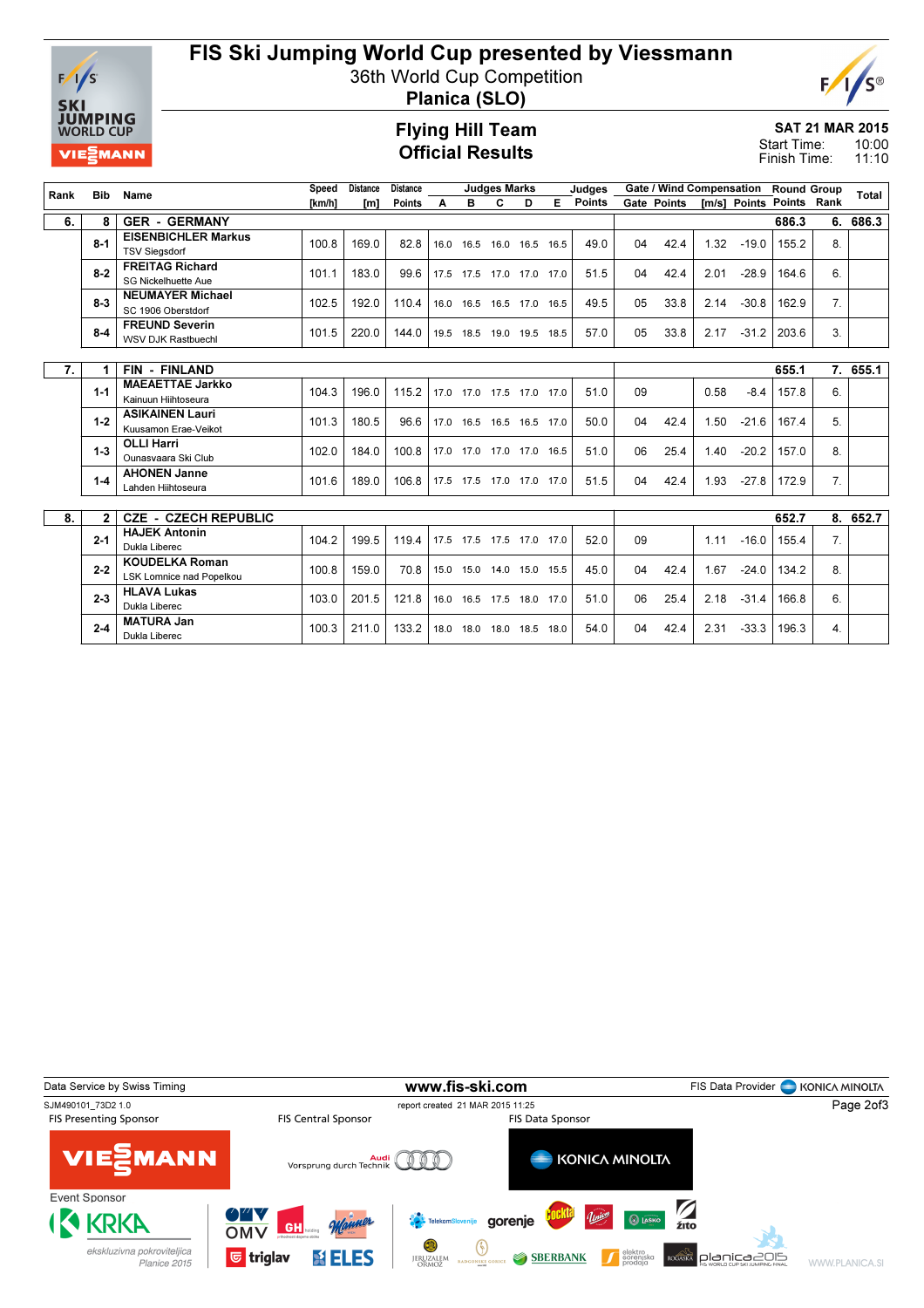# FIS Ski Jumping World Cup presented by Viessmann

36th World Cup Competition

**Planica (SLO)**

## Flying Hill Team

## Official Results

**SAT 21 MAR 2015**

Start Time: 10:00

Finish Time: 11:10

| Rank | Bib | Name | Speed [km/h] | Distance [m] | Distance Points | A | B | C | D | E | Judges Points | Gate | Gate Points | Wind [m/s] | Wind Points | Round Points | Group Rank | Total |
|---|---|---|---|---|---|---|---|---|---|---|---|---|---|---|---|---|---|---|
| 6. | 8 | GER - GERMANY | | | | | | | | | | | | | | 686.3 | 6. | 686.3 |
| | 8-1 | EISENBICHLER Markus, TSV Siegsdorf | 100.8 | 169.0 | 82.8 | 16.0 | 16.5 | 16.0 | 16.5 | 16.5 | 49.0 | 04 | 42.4 | 1.32 | -19.0 | 155.2 | 8. | |
| | 8-2 | FREITAG Richard, SG Nickelhuette Aue | 101.1 | 183.0 | 99.6 | 17.5 | 17.5 | 17.0 | 17.0 | 17.0 | 51.5 | 04 | 42.4 | 2.01 | -28.9 | 164.6 | 6. | |
| | 8-3 | NEUMAYER Michael, SC 1906 Oberstdorf | 102.5 | 192.0 | 110.4 | 16.0 | 16.5 | 16.5 | 17.0 | 16.5 | 49.5 | 05 | 33.8 | 2.14 | -30.8 | 162.9 | 7. | |
| | 8-4 | FREUND Severin, WSV DJK Rastbuechl | 101.5 | 220.0 | 144.0 | 19.5 | 18.5 | 19.0 | 19.5 | 18.5 | 57.0 | 05 | 33.8 | 2.17 | -31.2 | 203.6 | 3. | |
| 7. | 1 | FIN - FINLAND | | | | | | | | | | | | | | 655.1 | 7. | 655.1 |
| | 1-1 | MAEAETTAE Jarkko, Kainuun Hiihtoseura | 104.3 | 196.0 | 115.2 | 17.0 | 17.0 | 17.5 | 17.0 | 17.0 | 51.0 | 09 | | 0.58 | -8.4 | 157.8 | 6. | |
| | 1-2 | ASIKAINEN Lauri, Kuusamon Erae-Veikot | 101.3 | 180.5 | 96.6 | 17.0 | 16.5 | 16.5 | 16.5 | 17.0 | 50.0 | 04 | 42.4 | 1.50 | -21.6 | 167.4 | 5. | |
| | 1-3 | OLLI Harri, Ounasvaara Ski Club | 102.0 | 184.0 | 100.8 | 17.0 | 17.0 | 17.0 | 17.0 | 16.5 | 51.0 | 06 | 25.4 | 1.40 | -20.2 | 157.0 | 8. | |
| | 1-4 | AHONEN Janne, Lahden Hiihtoseura | 101.6 | 189.0 | 106.8 | 17.5 | 17.5 | 17.0 | 17.0 | 17.0 | 51.5 | 04 | 42.4 | 1.93 | -27.8 | 172.9 | 7. | |
| 8. | 2 | CZE - CZECH REPUBLIC | | | | | | | | | | | | | | 652.7 | 8. | 652.7 |
| | 2-1 | HAJEK Antonin, Dukla Liberec | 104.2 | 199.5 | 119.4 | 17.5 | 17.5 | 17.5 | 17.0 | 17.0 | 52.0 | 09 | | 1.11 | -16.0 | 155.4 | 7. | |
| | 2-2 | KOUDELKA Roman, LSK Lomnice nad Popelkou | 100.8 | 159.0 | 70.8 | 15.0 | 15.0 | 14.0 | 15.0 | 15.5 | 45.0 | 04 | 42.4 | 1.67 | -24.0 | 134.2 | 8. | |
| | 2-3 | HLAVA Lukas, Dukla Liberec | 103.0 | 201.5 | 121.8 | 16.0 | 16.5 | 17.5 | 18.0 | 17.0 | 51.0 | 06 | 25.4 | 2.18 | -31.4 | 166.8 | 6. | |
| | 2-4 | MATURA Jan, Dukla Liberec | 100.3 | 211.0 | 133.2 | 18.0 | 18.0 | 18.0 | 18.5 | 18.0 | 54.0 | 04 | 42.4 | 2.31 | -33.3 | 196.3 | 4. | |

Data Service by Swiss Timing — www.fis-ski.com — FIS Data Provider KONICA MINOLTA

SJM490101_73D2 1.0 — report created 21 MAR 2015 11:25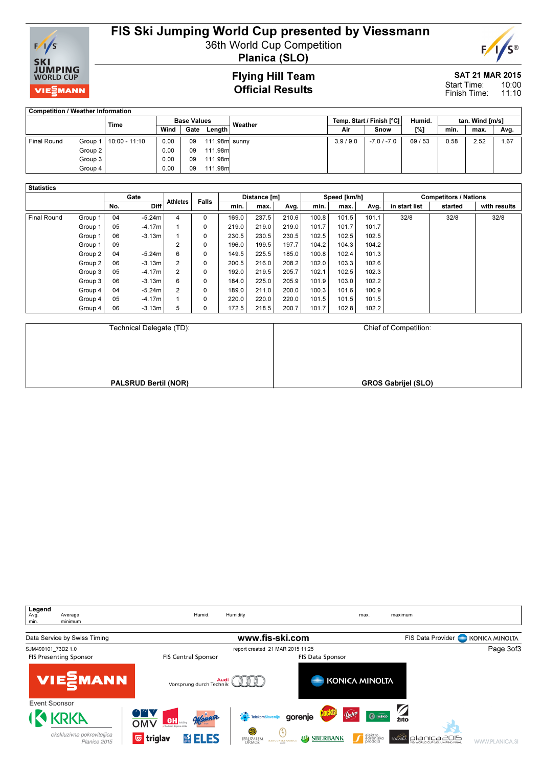# FIS Ski Jumping World Cup presented by Viessmann

36th World Cup Competition

**Planica (SLO)**

## Flying Hill Team
## Official Results

**SAT 21 MAR 2015**

Start Time: 10:00
Finish Time: 11:10

### Competition / Weather Information

| | | Time | Base Values | | | Weather | Temp. Start / Finish [°C] | | Humid. | tan. Wind [m/s] | | |
|---|---|---|---|---|---|---|---|---|---|---|---|---|
| | | | Wind | Gate | Length | | Air | Snow | [%] | min. | max. | Avg. |
| Final Round | Group 1 | 10:00 - 11:10 | 0.00 | 09 | 111.98m | sunny | 3.9 / 9.0 | -7.0 / -7.0 | 69 / 53 | 0.58 | 2.52 | 1.67 |
| | Group 2 | | 0.00 | 09 | 111.98m | | | | | | | |
| | Group 3 | | 0.00 | 09 | 111.98m | | | | | | | |
| | Group 4 | | 0.00 | 09 | 111.98m | | | | | | | |

### Statistics

| | | Gate | | Athletes | Falls | Distance [m] | | | Speed [km/h] | | | Competitors / Nations | | |
|---|---|---|---|---|---|---|---|---|---|---|---|---|---|---|
| | | No. | Diff | | | min. | max. | Avg. | min. | max. | Avg. | in start list | started | with results |
| Final Round | Group 1 | 04 | -5.24m | 4 | 0 | 169.0 | 237.5 | 210.6 | 100.8 | 101.5 | 101.1 | 32/8 | 32/8 | 32/8 |
| | Group 1 | 05 | -4.17m | 1 | 0 | 219.0 | 219.0 | 219.0 | 101.7 | 101.7 | 101.7 | | | |
| | Group 1 | 06 | -3.13m | 1 | 0 | 230.5 | 230.5 | 230.5 | 102.5 | 102.5 | 102.5 | | | |
| | Group 1 | 09 | | 2 | 0 | 196.0 | 199.5 | 197.7 | 104.2 | 104.3 | 104.2 | | | |
| | Group 2 | 04 | -5.24m | 6 | 0 | 149.5 | 225.5 | 185.0 | 100.8 | 102.4 | 101.3 | | | |
| | Group 2 | 06 | -3.13m | 2 | 0 | 200.5 | 216.0 | 208.2 | 102.0 | 103.3 | 102.6 | | | |
| | Group 3 | 05 | -4.17m | 2 | 0 | 192.0 | 219.5 | 205.7 | 102.1 | 102.5 | 102.3 | | | |
| | Group 3 | 06 | -3.13m | 6 | 0 | 184.0 | 225.0 | 205.9 | 101.9 | 103.0 | 102.2 | | | |
| | Group 4 | 04 | -5.24m | 2 | 0 | 189.0 | 211.0 | 200.0 | 100.3 | 101.6 | 100.9 | | | |
| | Group 4 | 05 | -4.17m | 1 | 0 | 220.0 | 220.0 | 220.0 | 101.5 | 101.5 | 101.5 | | | |
| | Group 4 | 06 | -3.13m | 5 | 0 | 172.5 | 218.5 | 200.7 | 101.7 | 102.8 | 102.2 | | | |

| Technical Delegate (TD): | Chief of Competition: |
|---|---|
| **PALSRUD Bertil (NOR)** | **GROS Gabrijel (SLO)** |

**Legend**

Avg. Average
min. minimum
Humid. Humidity
max. maximum

Data Service by Swiss Timing — www.fis-ski.com — FIS Data Provider KONICA MINOLTA

SJM490101_73D2 1.0 — report created 21 MAR 2015 11:25

FIS Presenting Sponsor: VIESSMANN — FIS Central Sponsor: Audi Vorsprung durch Technik — FIS Data Sponsor: KONICA MINOLTA

Event Sponsor: KRKA ekskluzivna pokroviteljica Planice 2015

WWW.PLANICA.SI